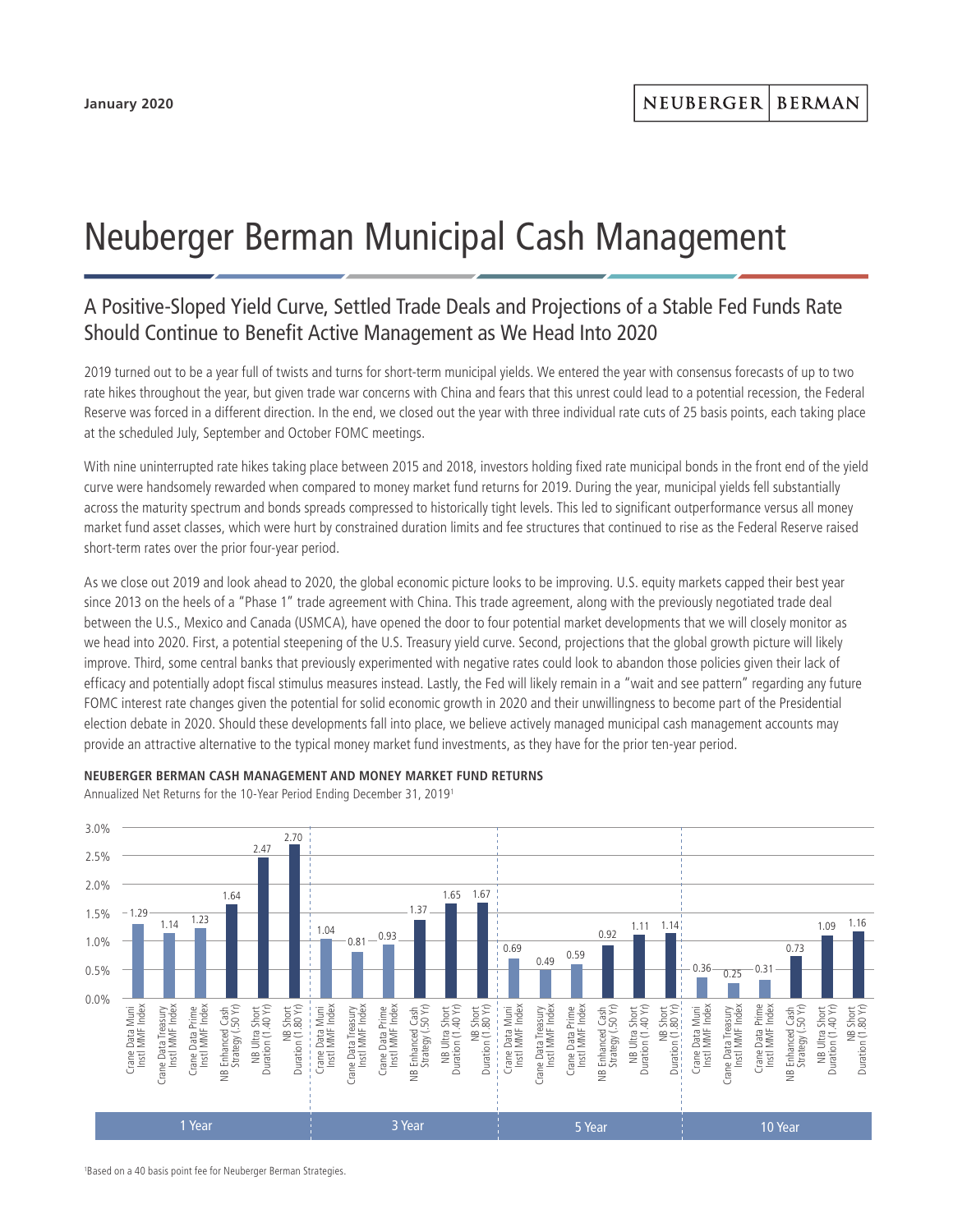# Neuberger Berman Municipal Cash Management

## A Positive-Sloped Yield Curve, Settled Trade Deals and Projections of a Stable Fed Funds Rate Should Continue to Benefit Active Management as We Head Into 2020

2019 turned out to be a year full of twists and turns for short-term municipal yields. We entered the year with consensus forecasts of up to two rate hikes throughout the year, but given trade war concerns with China and fears that this unrest could lead to a potential recession, the Federal Reserve was forced in a different direction. In the end, we closed out the year with three individual rate cuts of 25 basis points, each taking place at the scheduled July, September and October FOMC meetings.

With nine uninterrupted rate hikes taking place between 2015 and 2018, investors holding fixed rate municipal bonds in the front end of the yield curve were handsomely rewarded when compared to money market fund returns for 2019. During the year, municipal yields fell substantially across the maturity spectrum and bonds spreads compressed to historically tight levels. This led to significant outperformance versus all money market fund asset classes, which were hurt by constrained duration limits and fee structures that continued to rise as the Federal Reserve raised short-term rates over the prior four-year period.

As we close out 2019 and look ahead to 2020, the global economic picture looks to be improving. U.S. equity markets capped their best year since 2013 on the heels of a "Phase 1" trade agreement with China. This trade agreement, along with the previously negotiated trade deal between the U.S., Mexico and Canada (USMCA), have opened the door to four potential market developments that we will closely monitor as we head into 2020. First, a potential steepening of the U.S. Treasury yield curve. Second, projections that the global growth picture will likely improve. Third, some central banks that previously experimented with negative rates could look to abandon those policies given their lack of efficacy and potentially adopt fiscal stimulus measures instead. Lastly, the Fed will likely remain in a "wait and see pattern" regarding any future FOMC interest rate changes given the potential for solid economic growth in 2020 and their unwillingness to become part of the Presidential election debate in 2020. Should these developments fall into place, we believe actively managed municipal cash management accounts may provide an attractive alternative to the typical money market fund investments, as they have for the prior ten-year period.

**NEUBERGER BERMAN CASH MANAGEMENT AND MONEY MARKET FUND RETURNS**

Annualized Net Returns for the 10-Year Period Ending December 31, 2019[1]

| | 1 Year | 3 Year | 5 Year | 10 Year |
|---|---|---|---|---|
| Crane Data Muni Instl MMF Index | 1.29 | 1.04 | 0.69 | 0.36 |
| Crane Data Treasury Instl MMF Index | 1.14 | 0.81 | 0.49 | 0.25 |
| Crane Data Prime Instl MMF Index | 1.23 | 0.93 | 0.59 | 0.31 |
| NB Enhanced Cash Strategy (.50 Yr) | 1.64 | 1.37 | 0.92 | 0.73 |
| NB Ultra Short Duration (1.40 Yr) | 2.47 | 1.65 | 1.11 | 1.09 |
| NB Short Duration (1.80 Yr) | 2.70 | 1.67 | 1.14 | 1.16 |

[1]Based on a 40 basis point fee for Neuberger Berman Strategies.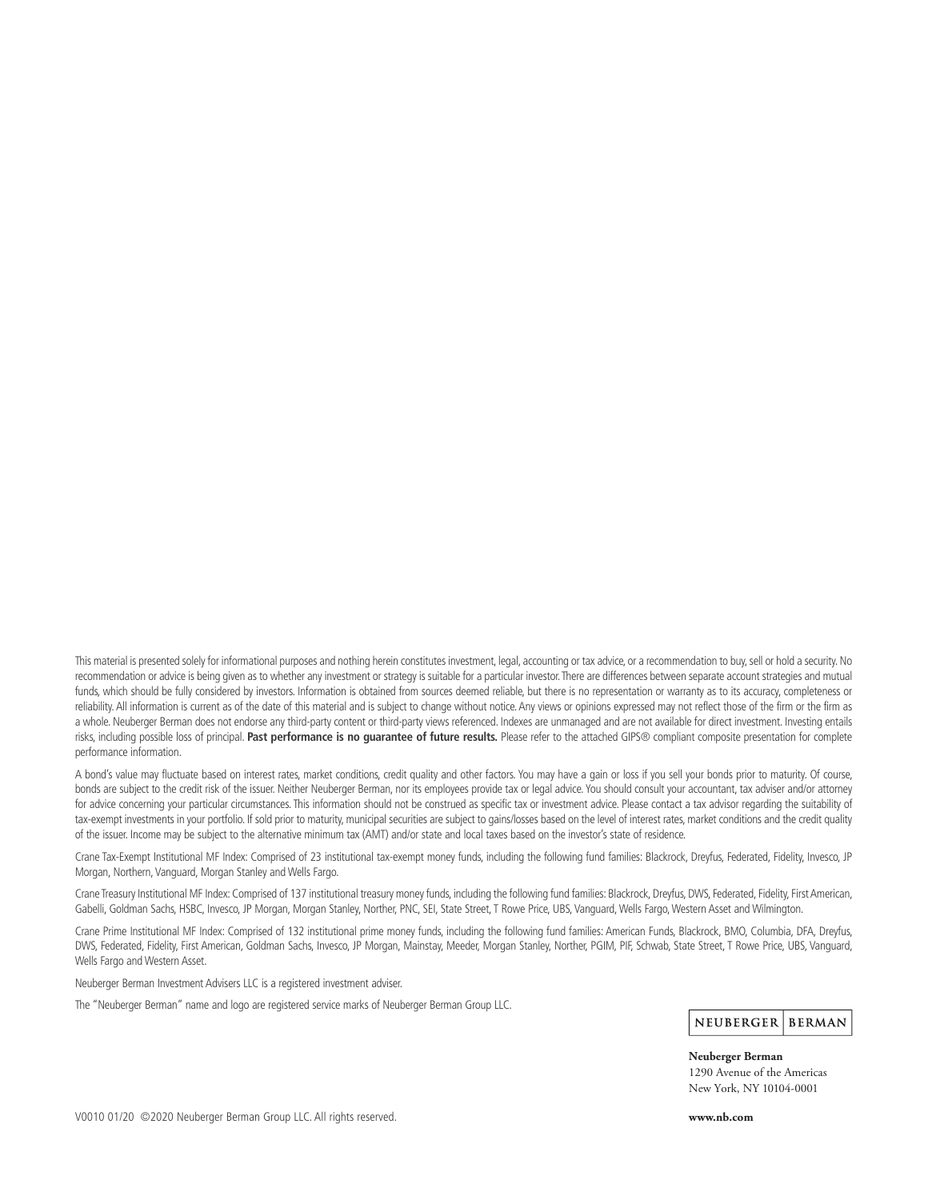This material is presented solely for informational purposes and nothing herein constitutes investment, legal, accounting or tax advice, or a recommendation to buy, sell or hold a security. No recommendation or advice is being given as to whether any investment or strategy is suitable for a particular investor. There are differences between separate account strategies and mutual funds, which should be fully considered by investors. Information is obtained from sources deemed reliable, but there is no representation or warranty as to its accuracy, completeness or reliability. All information is current as of the date of this material and is subject to change without notice. Any views or opinions expressed may not reflect those of the firm or the firm as a whole. Neuberger Berman does not endorse any third-party content or third-party views referenced. Indexes are unmanaged and are not available for direct investment. Investing entails risks, including possible loss of principal. **Past performance is no guarantee of future results.** Please refer to the attached GIPS® compliant composite presentation for complete performance information.

A bond's value may fluctuate based on interest rates, market conditions, credit quality and other factors. You may have a gain or loss if you sell your bonds prior to maturity. Of course, bonds are subject to the credit risk of the issuer. Neither Neuberger Berman, nor its employees provide tax or legal advice. You should consult your accountant, tax adviser and/or attorney for advice concerning your particular circumstances. This information should not be construed as specific tax or investment advice. Please contact a tax advisor regarding the suitability of tax-exempt investments in your portfolio. If sold prior to maturity, municipal securities are subject to gains/losses based on the level of interest rates, market conditions and the credit quality of the issuer. Income may be subject to the alternative minimum tax (AMT) and/or state and local taxes based on the investor's state of residence.

Crane Tax-Exempt Institutional MF Index: Comprised of 23 institutional tax-exempt money funds, including the following fund families: Blackrock, Dreyfus, Federated, Fidelity, Invesco, JP Morgan, Northern, Vanguard, Morgan Stanley and Wells Fargo.

Crane Treasury Institutional MF Index: Comprised of 137 institutional treasury money funds, including the following fund families: Blackrock, Dreyfus, DWS, Federated, Fidelity, First American, Gabelli, Goldman Sachs, HSBC, Invesco, JP Morgan, Morgan Stanley, Norther, PNC, SEI, State Street, T Rowe Price, UBS, Vanguard, Wells Fargo, Western Asset and Wilmington.

Crane Prime Institutional MF Index: Comprised of 132 institutional prime money funds, including the following fund families: American Funds, Blackrock, BMO, Columbia, DFA, Dreyfus, DWS, Federated, Fidelity, First American, Goldman Sachs, Invesco, JP Morgan, Mainstay, Meeder, Morgan Stanley, Norther, PGIM, PIF, Schwab, State Street, T Rowe Price, UBS, Vanguard, Wells Fargo and Western Asset.

Neuberger Berman Investment Advisers LLC is a registered investment adviser.

The "Neuberger Berman" name and logo are registered service marks of Neuberger Berman Group LLC.

NEUBERGER | BERMAN

**Neuberger Berman**
1290 Avenue of the Americas
New York, NY 10104-0001

V0010 01/20 ©2020 Neuberger Berman Group LLC. All rights reserved.

**www.nb.com**